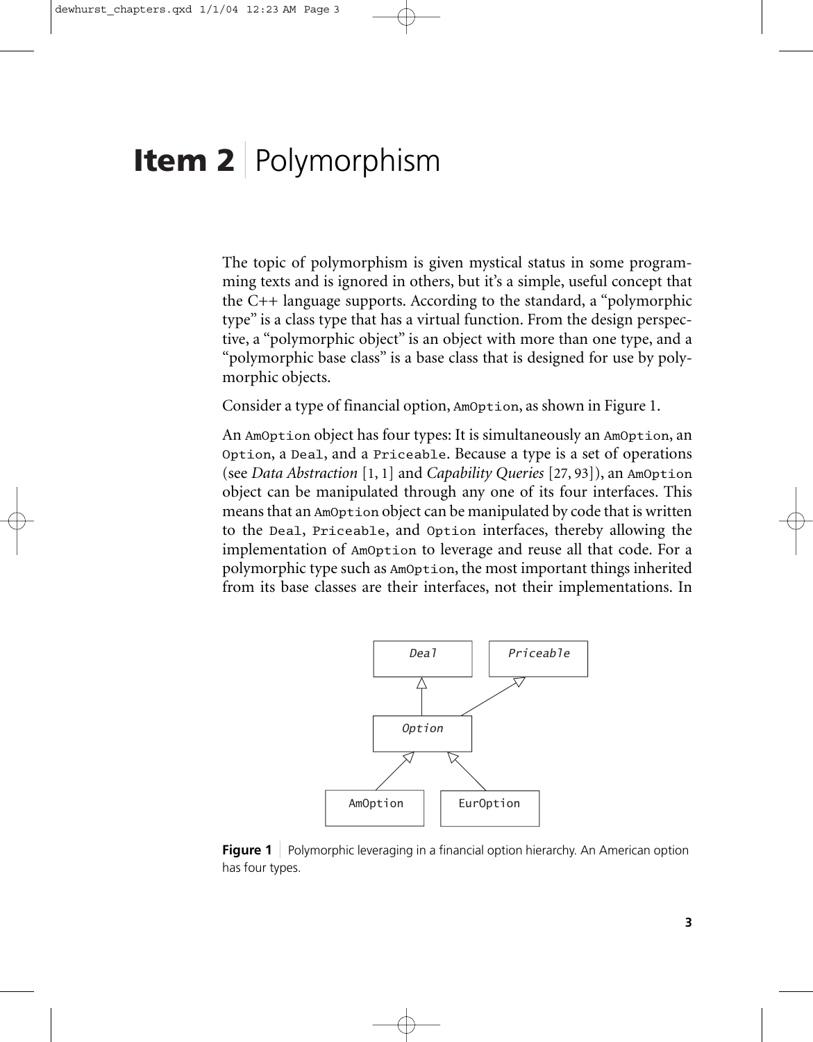# Item 2 | Polymorphism

The topic of polymorphism is given mystical status in some programming texts and is ignored in others, but it's a simple, useful concept that the C++ language supports. According to the standard, a "polymorphic type" is a class type that has a virtual function. From the design perspective, a "polymorphic object" is an object with more than one type, and a "polymorphic base class" is a base class that is designed for use by polymorphic objects.

Consider a type of financial option, `AmOption`, as shown in Figure 1.

An `AmOption` object has four types: It is simultaneously an `AmOption`, an `Option`, a `Deal`, and a `Priceable`. Because a type is a set of operations (see *Data Abstraction* [1, 1] and *Capability Queries* [27, 93]), an `AmOption` object can be manipulated through any one of its four interfaces. This means that an `AmOption` object can be manipulated by code that is written to the `Deal`, `Priceable`, and `Option` interfaces, thereby allowing the implementation of `AmOption` to leverage and reuse all that code. For a polymorphic type such as `AmOption`, the most important things inherited from its base classes are their interfaces, not their implementations. In

**Figure 1** | Polymorphic leveraging in a financial option hierarchy. An American option has four types.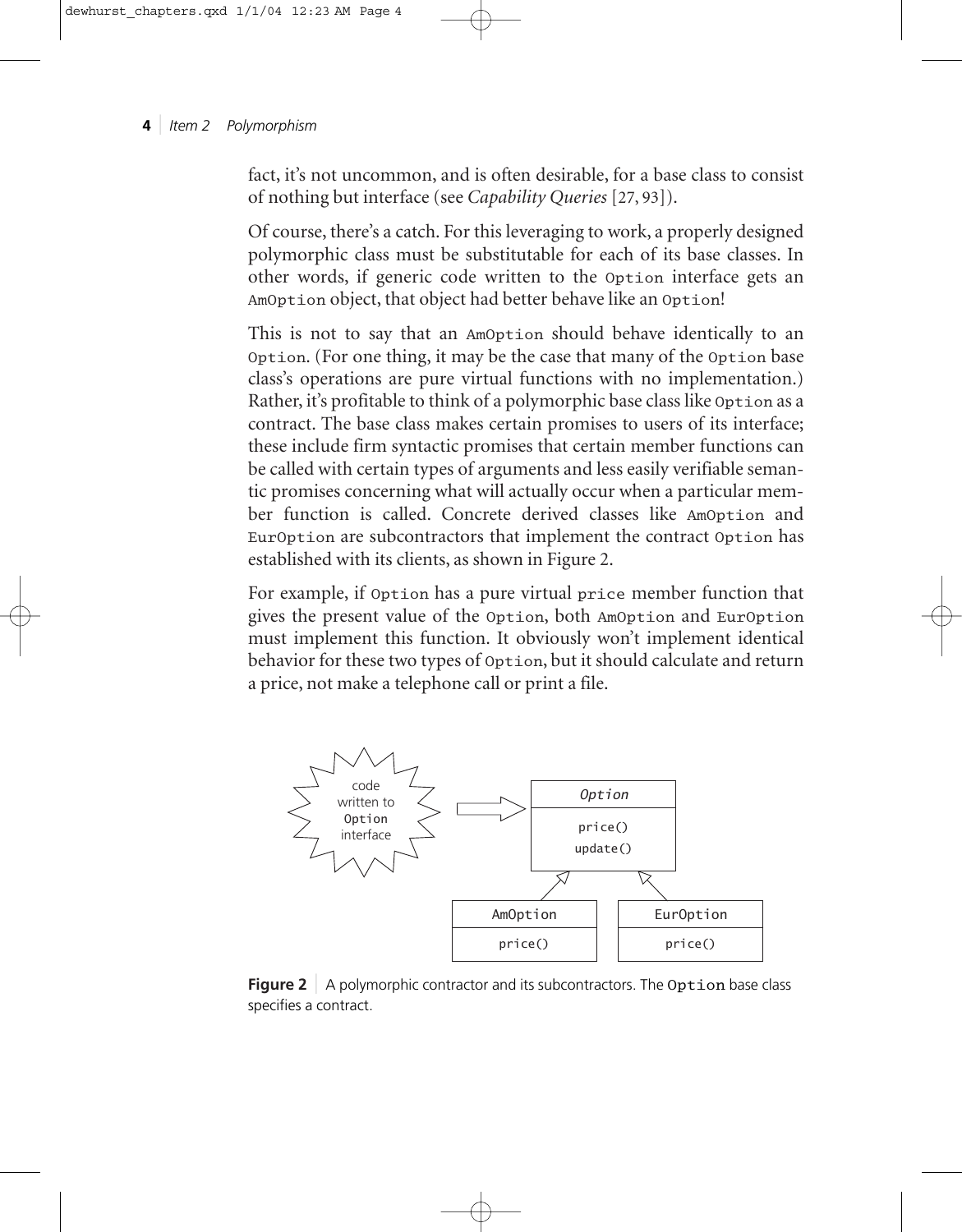fact, it's not uncommon, and is often desirable, for a base class to consist of nothing but interface (see *Capability Queries* [27, 93]).

Of course, there's a catch. For this leveraging to work, a properly designed polymorphic class must be substitutable for each of its base classes. In other words, if generic code written to the `Option` interface gets an `AmOption` object, that object had better behave like an `Option`!

This is not to say that an `AmOption` should behave identically to an `Option`. (For one thing, it may be the case that many of the `Option` base class's operations are pure virtual functions with no implementation.) Rather, it's profitable to think of a polymorphic base class like `Option` as a contract. The base class makes certain promises to users of its interface; these include firm syntactic promises that certain member functions can be called with certain types of arguments and less easily verifiable semantic promises concerning what will actually occur when a particular member function is called. Concrete derived classes like `AmOption` and `EurOption` are subcontractors that implement the contract `Option` has established with its clients, as shown in Figure 2.

For example, if `Option` has a pure virtual `price` member function that gives the present value of the `Option`, both `AmOption` and `EurOption` must implement this function. It obviously won't implement identical behavior for these two types of `Option`, but it should calculate and return a price, not make a telephone call or print a file.

**Figure 2** A polymorphic contractor and its subcontractors. The `Option` base class specifies a contract.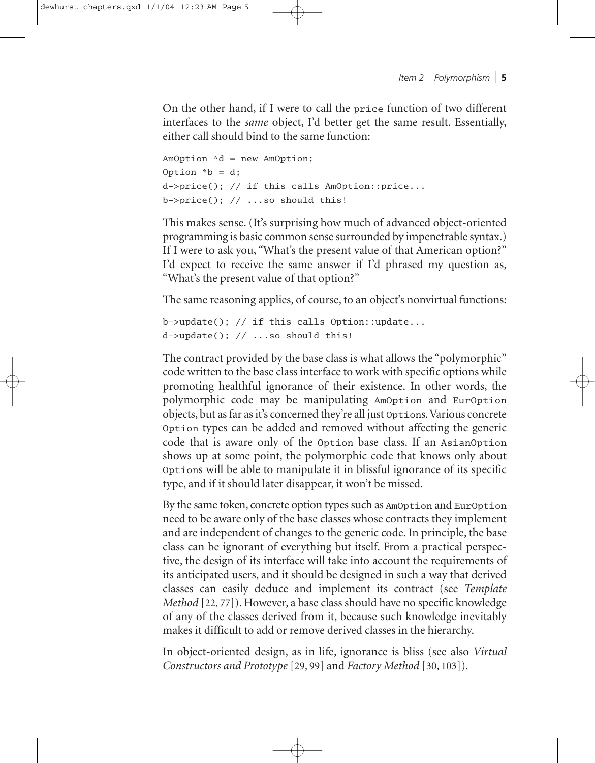On the other hand, if I were to call the `price` function of two different interfaces to the *same* object, I'd better get the same result. Essentially, either call should bind to the same function:

```
AmOption *d = new AmOption;
Option *b = d;
d->price(); // if this calls AmOption::price...
b->price(); // ...so should this!
```

This makes sense. (It's surprising how much of advanced object-oriented programming is basic common sense surrounded by impenetrable syntax.) If I were to ask you, "What's the present value of that American option?" I'd expect to receive the same answer if I'd phrased my question as, "What's the present value of that option?"

The same reasoning applies, of course, to an object's nonvirtual functions:

```
b->update(); // if this calls Option::update...
d->update(); // ...so should this!
```

The contract provided by the base class is what allows the "polymorphic" code written to the base class interface to work with specific options while promoting healthful ignorance of their existence. In other words, the polymorphic code may be manipulating `AmOption` and `EurOption` objects, but as far as it's concerned they're all just `Option`s. Various concrete `Option` types can be added and removed without affecting the generic code that is aware only of the `Option` base class. If an `AsianOption` shows up at some point, the polymorphic code that knows only about `Option`s will be able to manipulate it in blissful ignorance of its specific type, and if it should later disappear, it won't be missed.

By the same token, concrete option types such as `AmOption` and `EurOption` need to be aware only of the base classes whose contracts they implement and are independent of changes to the generic code. In principle, the base class can be ignorant of everything but itself. From a practical perspective, the design of its interface will take into account the requirements of its anticipated users, and it should be designed in such a way that derived classes can easily deduce and implement its contract (see *Template Method* [22, 77]). However, a base class should have no specific knowledge of any of the classes derived from it, because such knowledge inevitably makes it difficult to add or remove derived classes in the hierarchy.

In object-oriented design, as in life, ignorance is bliss (see also *Virtual Constructors and Prototype* [29, 99] and *Factory Method* [30, 103]).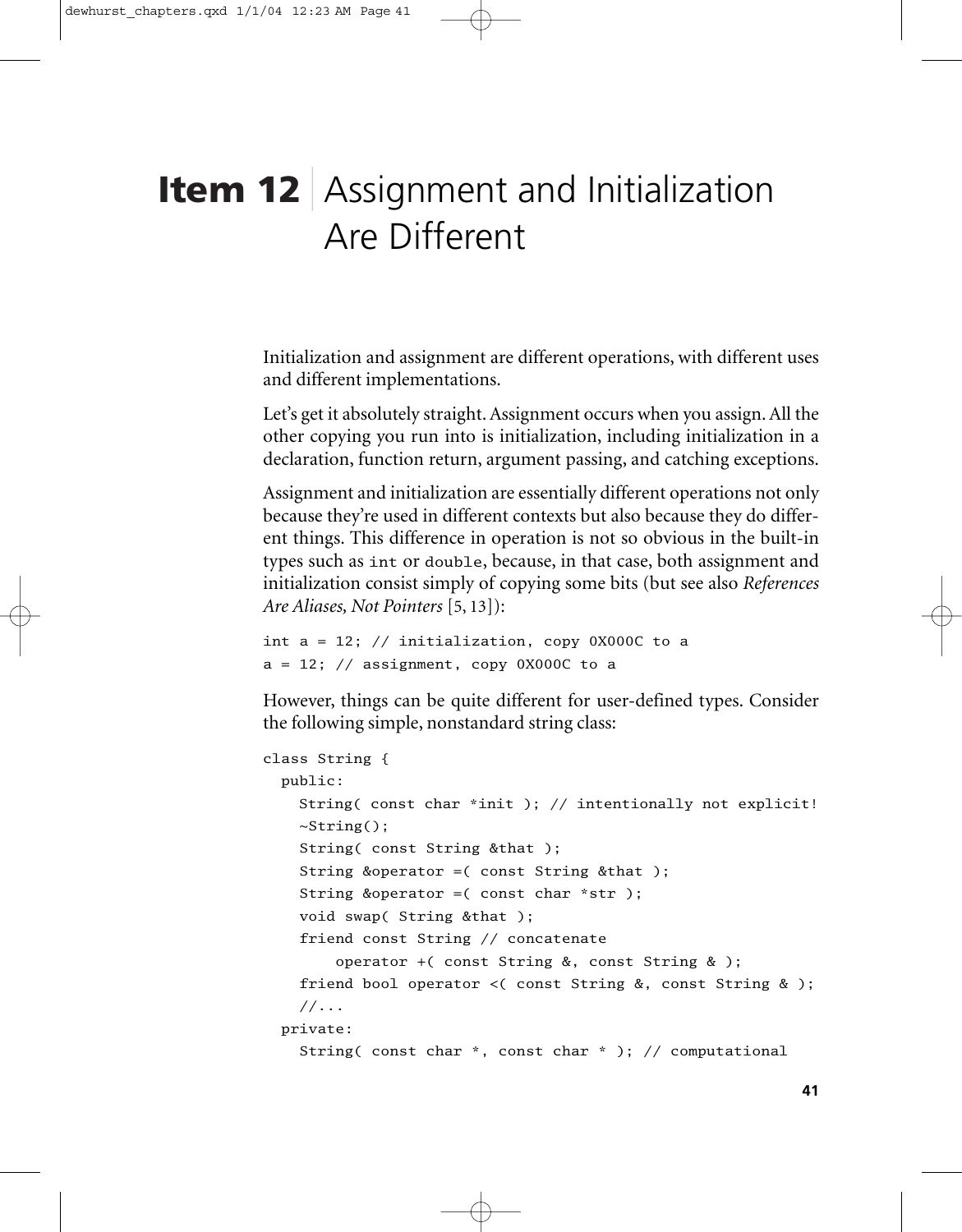# Item 12 | Assignment and Initialization Are Different

Initialization and assignment are different operations, with different uses and different implementations.

Let's get it absolutely straight. Assignment occurs when you assign. All the other copying you run into is initialization, including initialization in a declaration, function return, argument passing, and catching exceptions.

Assignment and initialization are essentially different operations not only because they're used in different contexts but also because they do different things. This difference in operation is not so obvious in the built-in types such as `int` or `double`, because, in that case, both assignment and initialization consist simply of copying some bits (but see also *References Are Aliases, Not Pointers* [5, 13]):

```
int a = 12; // initialization, copy 0X000C to a
a = 12; // assignment, copy 0X000C to a
```

However, things can be quite different for user-defined types. Consider the following simple, nonstandard string class:

```
class String {
  public:
    String( const char *init ); // intentionally not explicit!
    ~String();
    String( const String &that );
    String &operator =( const String &that );
    String &operator =( const char *str );
    void swap( String &that );
    friend const String // concatenate
        operator +( const String &, const String & );
    friend bool operator <( const String &, const String & );
    //...
  private:
    String( const char *, const char * ); // computational
```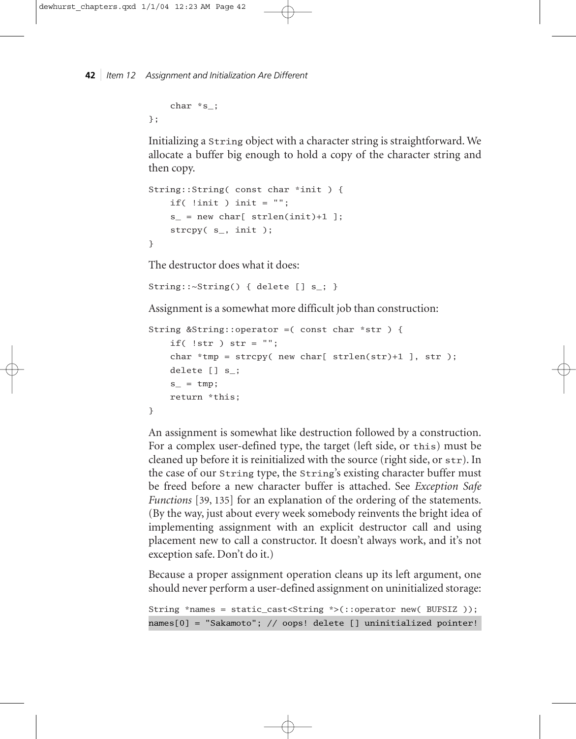```
    char *s_;
};
```

Initializing a String object with a character string is straightforward. We allocate a buffer big enough to hold a copy of the character string and then copy.

```
String::String( const char *init ) {
    if( !init ) init = "";
    s_ = new char[ strlen(init)+1 ];
    strcpy( s_, init );
}
```

The destructor does what it does:

```
String::~String() { delete [] s_; }
```

Assignment is a somewhat more difficult job than construction:

```
String &String::operator =( const char *str ) {
    if( !str ) str = "";
    char *tmp = strcpy( new char[ strlen(str)+1 ], str );
    delete [] s_;
    s_ = tmp;
    return *this;
}
```

An assignment is somewhat like destruction followed by a construction. For a complex user-defined type, the target (left side, or `this`) must be cleaned up before it is reinitialized with the source (right side, or `str`). In the case of our `String` type, the `String`'s existing character buffer must be freed before a new character buffer is attached. See *Exception Safe Functions* [39, 135] for an explanation of the ordering of the statements. (By the way, just about every week somebody reinvents the bright idea of implementing assignment with an explicit destructor call and using placement new to call a constructor. It doesn't always work, and it's not exception safe. Don't do it.)

Because a proper assignment operation cleans up its left argument, one should never perform a user-defined assignment on uninitialized storage:

```
String *names = static_cast<String *>(::operator new( BUFSIZ ));
names[0] = "Sakamoto"; // oops! delete [] uninitialized pointer!
```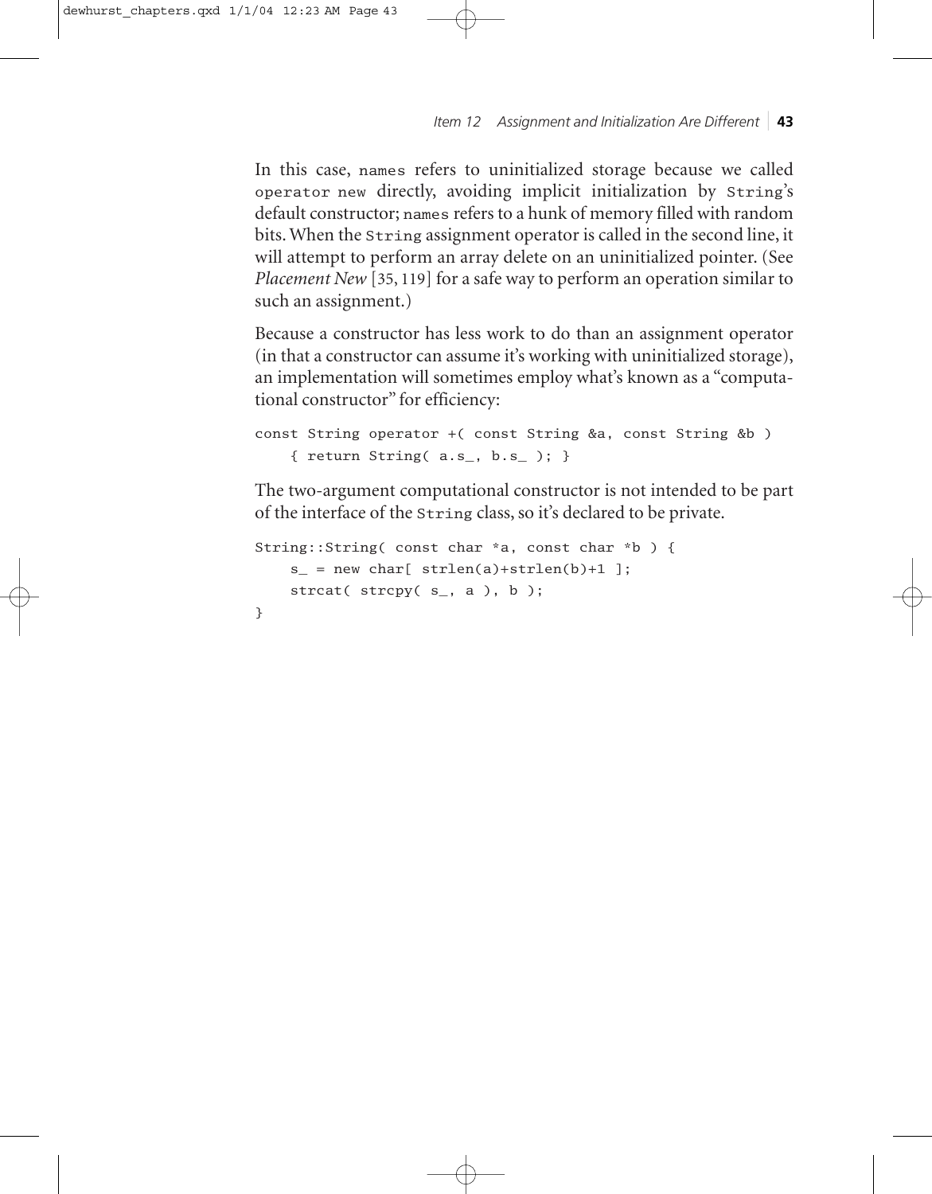In this case, `names` refers to uninitialized storage because we called `operator new` directly, avoiding implicit initialization by `String`'s default constructor; `names` refers to a hunk of memory filled with random bits. When the `String` assignment operator is called in the second line, it will attempt to perform an array delete on an uninitialized pointer. (See *Placement New* [35, 119] for a safe way to perform an operation similar to such an assignment.)

Because a constructor has less work to do than an assignment operator (in that a constructor can assume it's working with uninitialized storage), an implementation will sometimes employ what's known as a "computational constructor" for efficiency:

```
const String operator +( const String &a, const String &b )
    { return String( a.s_, b.s_ ); }
```

The two-argument computational constructor is not intended to be part of the interface of the `String` class, so it's declared to be private.

```
String::String( const char *a, const char *b ) {
    s_ = new char[ strlen(a)+strlen(b)+1 ];
    strcat( strcpy( s_, a ), b );
}
```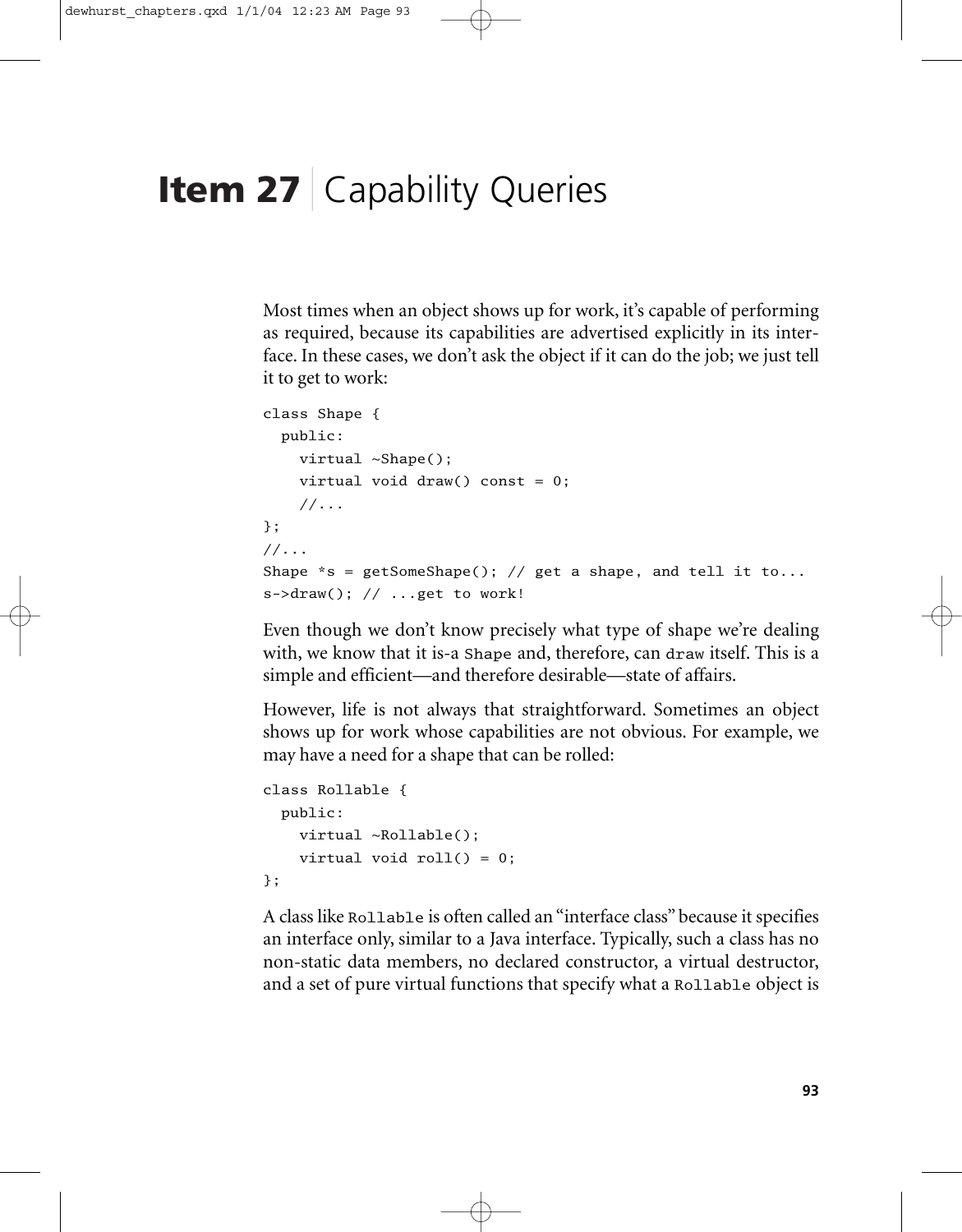# Item 27 | Capability Queries

Most times when an object shows up for work, it's capable of performing as required, because its capabilities are advertised explicitly in its interface. In these cases, we don't ask the object if it can do the job; we just tell it to get to work:

```
class Shape {
  public:
    virtual ~Shape();
    virtual void draw() const = 0;
    //...
};
//...
Shape *s = getSomeShape(); // get a shape, and tell it to...
s->draw(); // ...get to work!
```

Even though we don't know precisely what type of shape we're dealing with, we know that it is-a `Shape` and, therefore, can `draw` itself. This is a simple and efficient—and therefore desirable—state of affairs.

However, life is not always that straightforward. Sometimes an object shows up for work whose capabilities are not obvious. For example, we may have a need for a shape that can be rolled:

```
class Rollable {
  public:
    virtual ~Rollable();
    virtual void roll() = 0;
};
```

A class like `Rollable` is often called an "interface class" because it specifies an interface only, similar to a Java interface. Typically, such a class has no non-static data members, no declared constructor, a virtual destructor, and a set of pure virtual functions that specify what a `Rollable` object is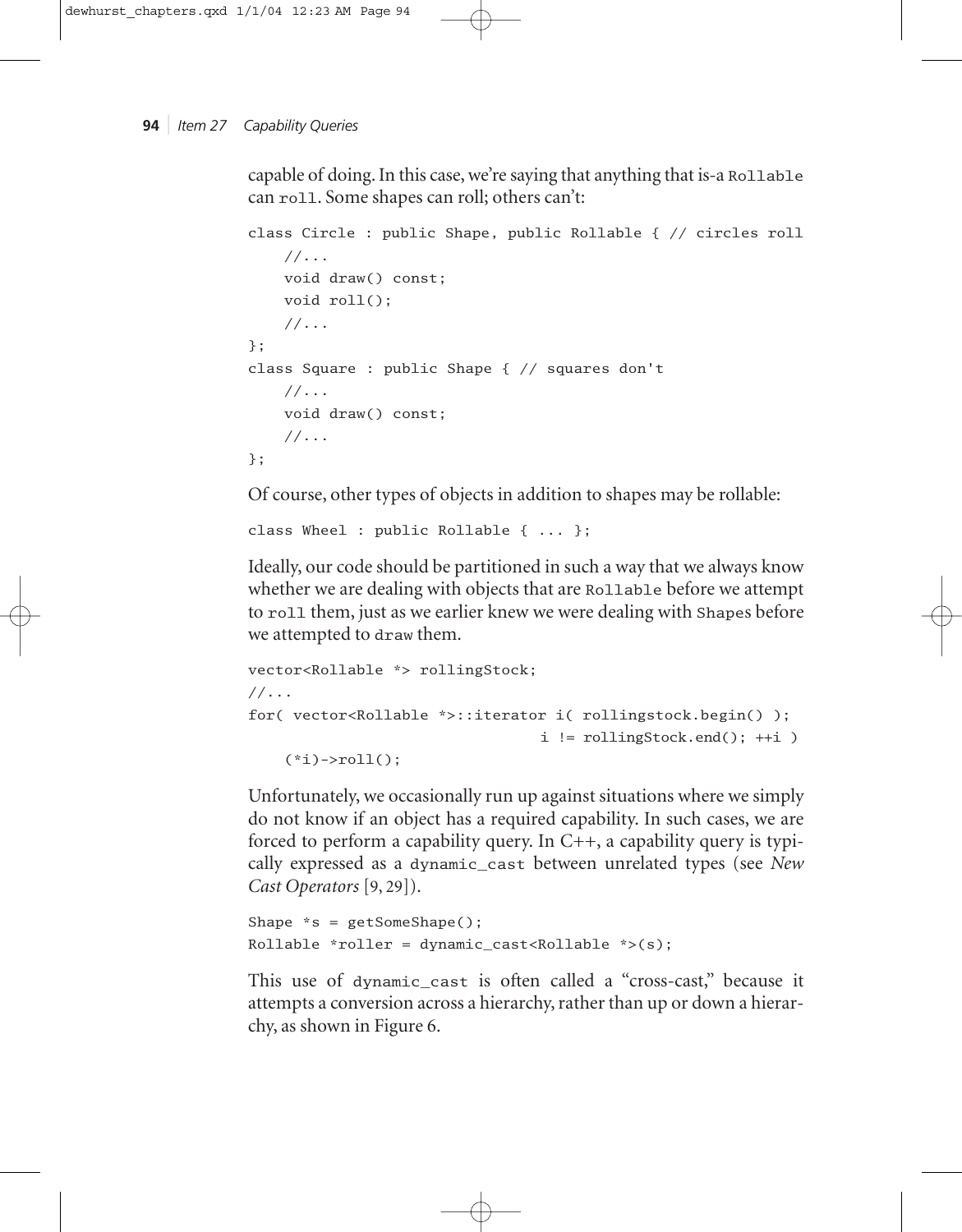capable of doing. In this case, we're saying that anything that is-a `Rollable` can `roll`. Some shapes can roll; others can't:

```
class Circle : public Shape, public Rollable { // circles roll
    //...
    void draw() const;
    void roll();
    //...
};
class Square : public Shape { // squares don't
    //...
    void draw() const;
    //...
};
```

Of course, other types of objects in addition to shapes may be rollable:

```
class Wheel : public Rollable { ... };
```

Ideally, our code should be partitioned in such a way that we always know whether we are dealing with objects that are `Rollable` before we attempt to `roll` them, just as we earlier knew we were dealing with `Shape`s before we attempted to `draw` them.

```
vector<Rollable *> rollingStock;
//...
for( vector<Rollable *>::iterator i( rollingstock.begin() );
                                i != rollingStock.end(); ++i )
    (*i)->roll();
```

Unfortunately, we occasionally run up against situations where we simply do not know if an object has a required capability. In such cases, we are forced to perform a capability query. In C++, a capability query is typically expressed as a `dynamic_cast` between unrelated types (see *New Cast Operators* [9, 29]).

```
Shape *s = getSomeShape();
Rollable *roller = dynamic_cast<Rollable *>(s);
```

This use of `dynamic_cast` is often called a "cross-cast," because it attempts a conversion across a hierarchy, rather than up or down a hierarchy, as shown in Figure 6.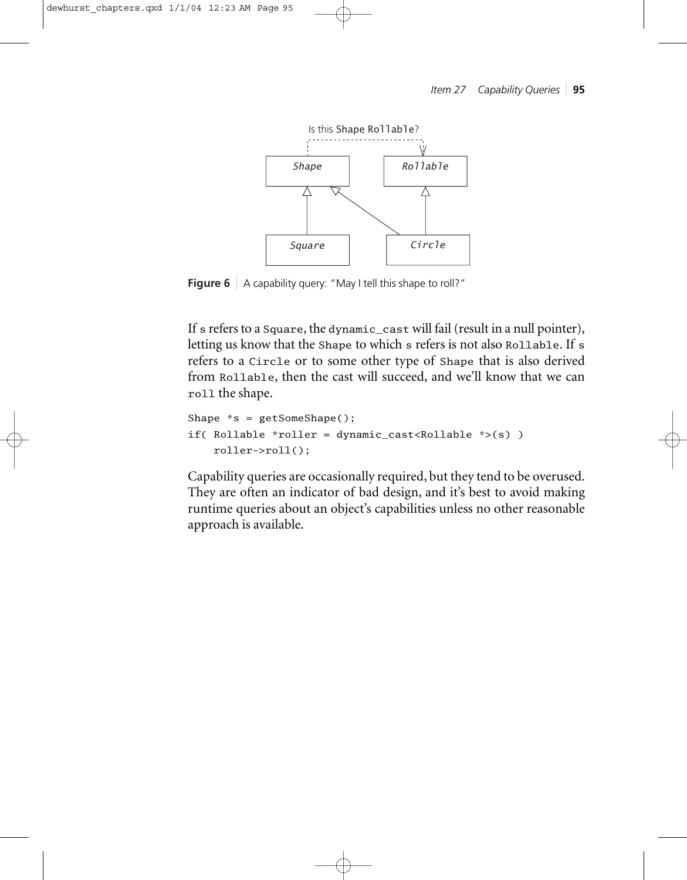Is this Shape Rollable?

Shape — Rollable

Square — Circle

**Figure 6** A capability query: "May I tell this shape to roll?"

If `s` refers to a `Square`, the `dynamic_cast` will fail (result in a null pointer), letting us know that the `Shape` to which `s` refers is not also `Rollable`. If `s` refers to a `Circle` or to some other type of `Shape` that is also derived from `Rollable`, then the cast will succeed, and we'll know that we can `roll` the shape.

```
Shape *s = getSomeShape();
if( Rollable *roller = dynamic_cast<Rollable *>(s) )
    roller->roll();
```

Capability queries are occasionally required, but they tend to be overused. They are often an indicator of bad design, and it's best to avoid making runtime queries about an object's capabilities unless no other reasonable approach is available.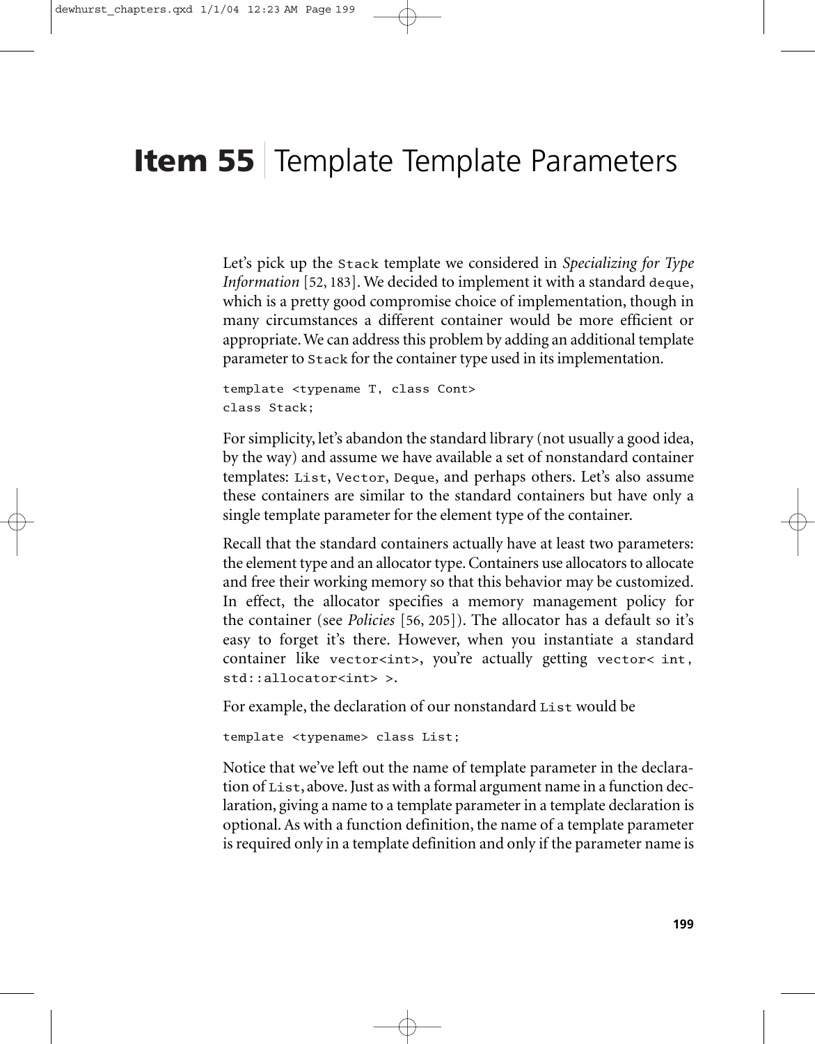# Item 55 | Template Template Parameters

Let's pick up the `Stack` template we considered in *Specializing for Type Information* [52, 183]. We decided to implement it with a standard `deque`, which is a pretty good compromise choice of implementation, though in many circumstances a different container would be more efficient or appropriate. We can address this problem by adding an additional template parameter to `Stack` for the container type used in its implementation.

```
template <typename T, class Cont>
class Stack;
```

For simplicity, let's abandon the standard library (not usually a good idea, by the way) and assume we have available a set of nonstandard container templates: `List`, `Vector`, `Deque`, and perhaps others. Let's also assume these containers are similar to the standard containers but have only a single template parameter for the element type of the container.

Recall that the standard containers actually have at least two parameters: the element type and an allocator type. Containers use allocators to allocate and free their working memory so that this behavior may be customized. In effect, the allocator specifies a memory management policy for the container (see *Policies* [56, 205]). The allocator has a default so it's easy to forget it's there. However, when you instantiate a standard container like `vector<int>`, you're actually getting `vector< int, std::allocator<int> >`.

For example, the declaration of our nonstandard `List` would be

```
template <typename> class List;
```

Notice that we've left out the name of template parameter in the declaration of `List`, above. Just as with a formal argument name in a function declaration, giving a name to a template parameter in a template declaration is optional. As with a function definition, the name of a template parameter is required only in a template definition and only if the parameter name is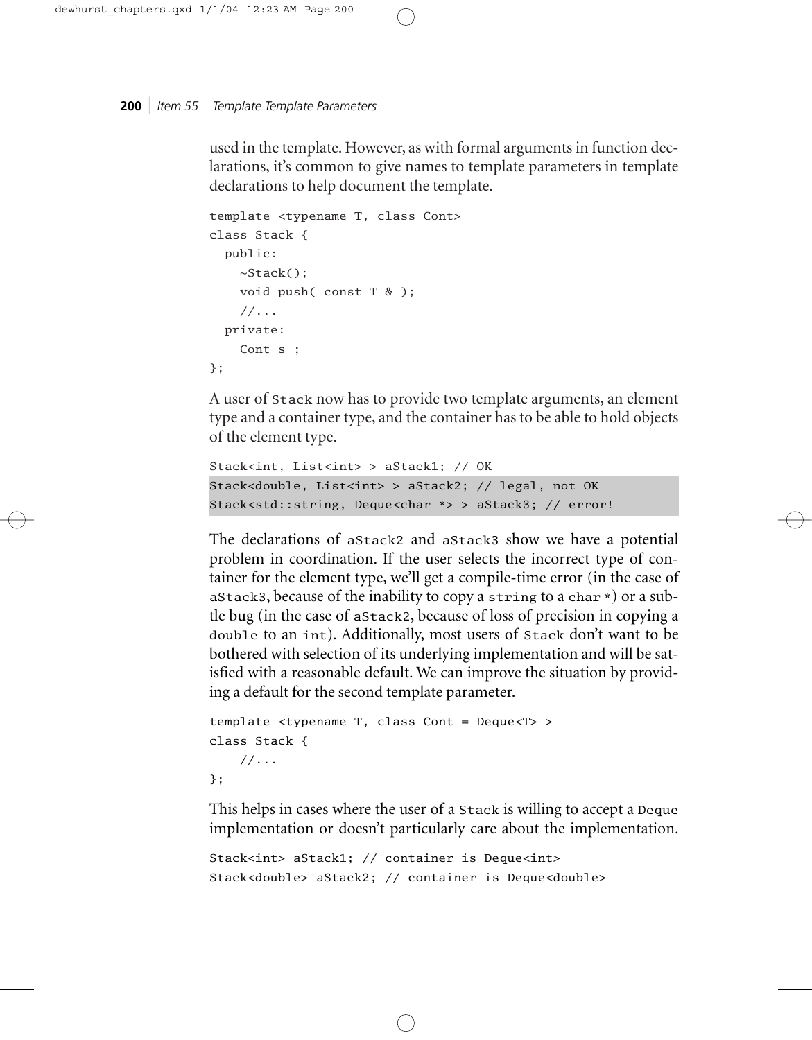used in the template. However, as with formal arguments in function declarations, it's common to give names to template parameters in template declarations to help document the template.

```
template <typename T, class Cont>
class Stack {
  public:
    ~Stack();
    void push( const T & );
    //...
  private:
    Cont s_;
};
```

A user of `Stack` now has to provide two template arguments, an element type and a container type, and the container has to be able to hold objects of the element type.

```
Stack<int, List<int> > aStack1; // OK
Stack<double, List<int> > aStack2; // legal, not OK
Stack<std::string, Deque<char *> > aStack3; // error!
```

The declarations of `aStack2` and `aStack3` show we have a potential problem in coordination. If the user selects the incorrect type of container for the element type, we'll get a compile-time error (in the case of `aStack3`, because of the inability to copy a `string` to a `char *`) or a subtle bug (in the case of `aStack2`, because of loss of precision in copying a `double` to an `int`). Additionally, most users of `Stack` don't want to be bothered with selection of its underlying implementation and will be satisfied with a reasonable default. We can improve the situation by providing a default for the second template parameter.

```
template <typename T, class Cont = Deque<T> >
class Stack {
    //...
};
```

This helps in cases where the user of a `Stack` is willing to accept a `Deque` implementation or doesn't particularly care about the implementation.

```
Stack<int> aStack1; // container is Deque<int>
Stack<double> aStack2; // container is Deque<double>
```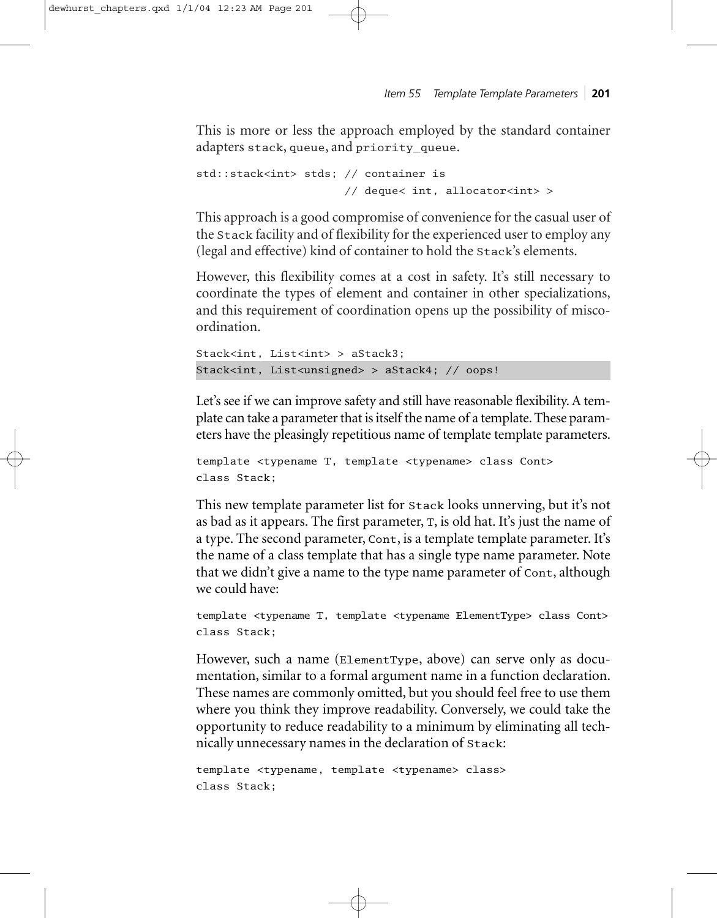This is more or less the approach employed by the standard container adapters stack, queue, and priority_queue.

```
std::stack<int> stds; // container is
                      // deque< int, allocator<int> >
```

This approach is a good compromise of convenience for the casual user of the Stack facility and of flexibility for the experienced user to employ any (legal and effective) kind of container to hold the Stack's elements.

However, this flexibility comes at a cost in safety. It's still necessary to coordinate the types of element and container in other specializations, and this requirement of coordination opens up the possibility of miscoordination.

```
Stack<int, List<int> > aStack3;
Stack<int, List<unsigned> > aStack4; // oops!
```

Let's see if we can improve safety and still have reasonable flexibility. A template can take a parameter that is itself the name of a template. These parameters have the pleasingly repetitious name of template template parameters.

```
template <typename T, template <typename> class Cont>
class Stack;
```

This new template parameter list for Stack looks unnerving, but it's not as bad as it appears. The first parameter, T, is old hat. It's just the name of a type. The second parameter, Cont, is a template template parameter. It's the name of a class template that has a single type name parameter. Note that we didn't give a name to the type name parameter of Cont, although we could have:

```
template <typename T, template <typename ElementType> class Cont>
class Stack;
```

However, such a name (ElementType, above) can serve only as documentation, similar to a formal argument name in a function declaration. These names are commonly omitted, but you should feel free to use them where you think they improve readability. Conversely, we could take the opportunity to reduce readability to a minimum by eliminating all technically unnecessary names in the declaration of Stack:

```
template <typename, template <typename> class>
class Stack;
```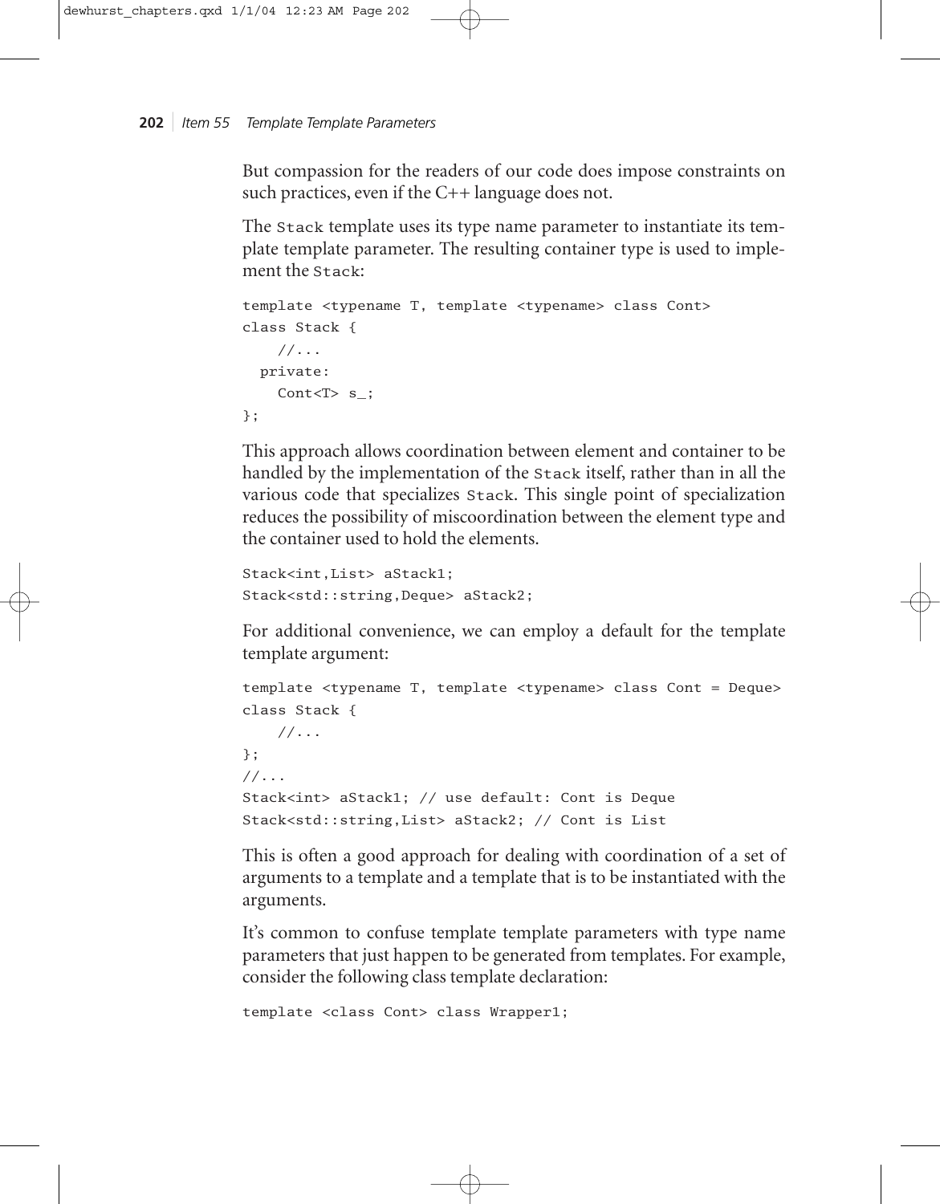But compassion for the readers of our code does impose constraints on such practices, even if the C++ language does not.

The `Stack` template uses its type name parameter to instantiate its template template parameter. The resulting container type is used to implement the `Stack`:

```
template <typename T, template <typename> class Cont>
class Stack {
    //...
  private:
    Cont<T> s_;
};
```

This approach allows coordination between element and container to be handled by the implementation of the `Stack` itself, rather than in all the various code that specializes `Stack`. This single point of specialization reduces the possibility of miscoordination between the element type and the container used to hold the elements.

```
Stack<int,List> aStack1;
Stack<std::string,Deque> aStack2;
```

For additional convenience, we can employ a default for the template template argument:

```
template <typename T, template <typename> class Cont = Deque>
class Stack {
    //...
};
//...
Stack<int> aStack1; // use default: Cont is Deque
Stack<std::string,List> aStack2; // Cont is List
```

This is often a good approach for dealing with coordination of a set of arguments to a template and a template that is to be instantiated with the arguments.

It's common to confuse template template parameters with type name parameters that just happen to be generated from templates. For example, consider the following class template declaration:

```
template <class Cont> class Wrapper1;
```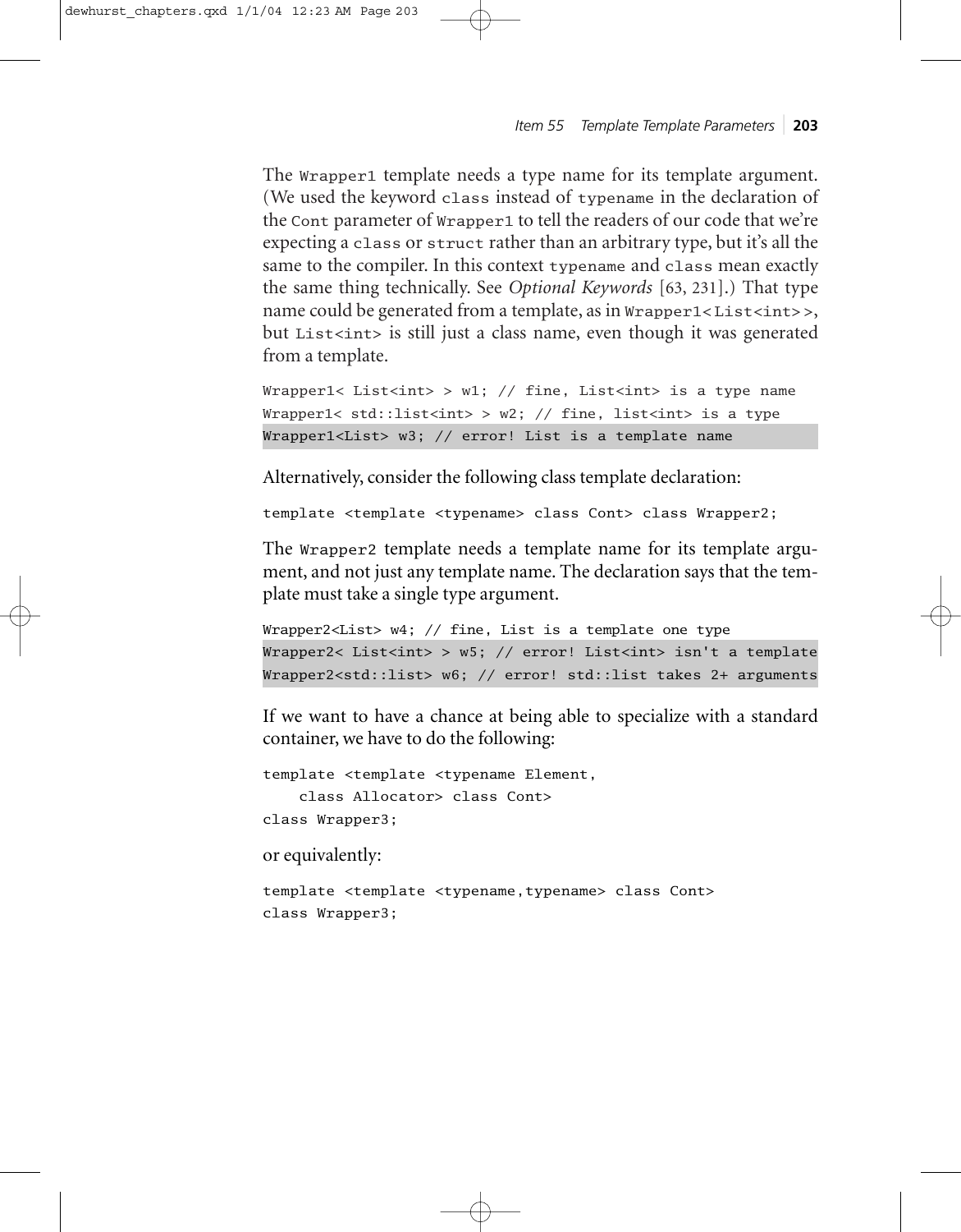The `Wrapper1` template needs a type name for its template argument. (We used the keyword `class` instead of `typename` in the declaration of the `Cont` parameter of `Wrapper1` to tell the readers of our code that we're expecting a `class` or `struct` rather than an arbitrary type, but it's all the same to the compiler. In this context `typename` and `class` mean exactly the same thing technically. See *Optional Keywords* [63, 231].) That type name could be generated from a template, as in `Wrapper1< List<int> >`, but `List<int>` is still just a class name, even though it was generated from a template.

```
Wrapper1< List<int> > w1; // fine, List<int> is a type name
Wrapper1< std::list<int> > w2; // fine, list<int> is a type
Wrapper1<List> w3; // error! List is a template name
```

Alternatively, consider the following class template declaration:

```
template <template <typename> class Cont> class Wrapper2;
```

The `Wrapper2` template needs a template name for its template argument, and not just any template name. The declaration says that the template must take a single type argument.

```
Wrapper2<List> w4; // fine, List is a template one type
Wrapper2< List<int> > w5; // error! List<int> isn't a template
Wrapper2<std::list> w6; // error! std::list takes 2+ arguments
```

If we want to have a chance at being able to specialize with a standard container, we have to do the following:

```
template <template <typename Element,
    class Allocator> class Cont>
class Wrapper3;
```

or equivalently:

```
template <template <typename,typename> class Cont>
class Wrapper3;
```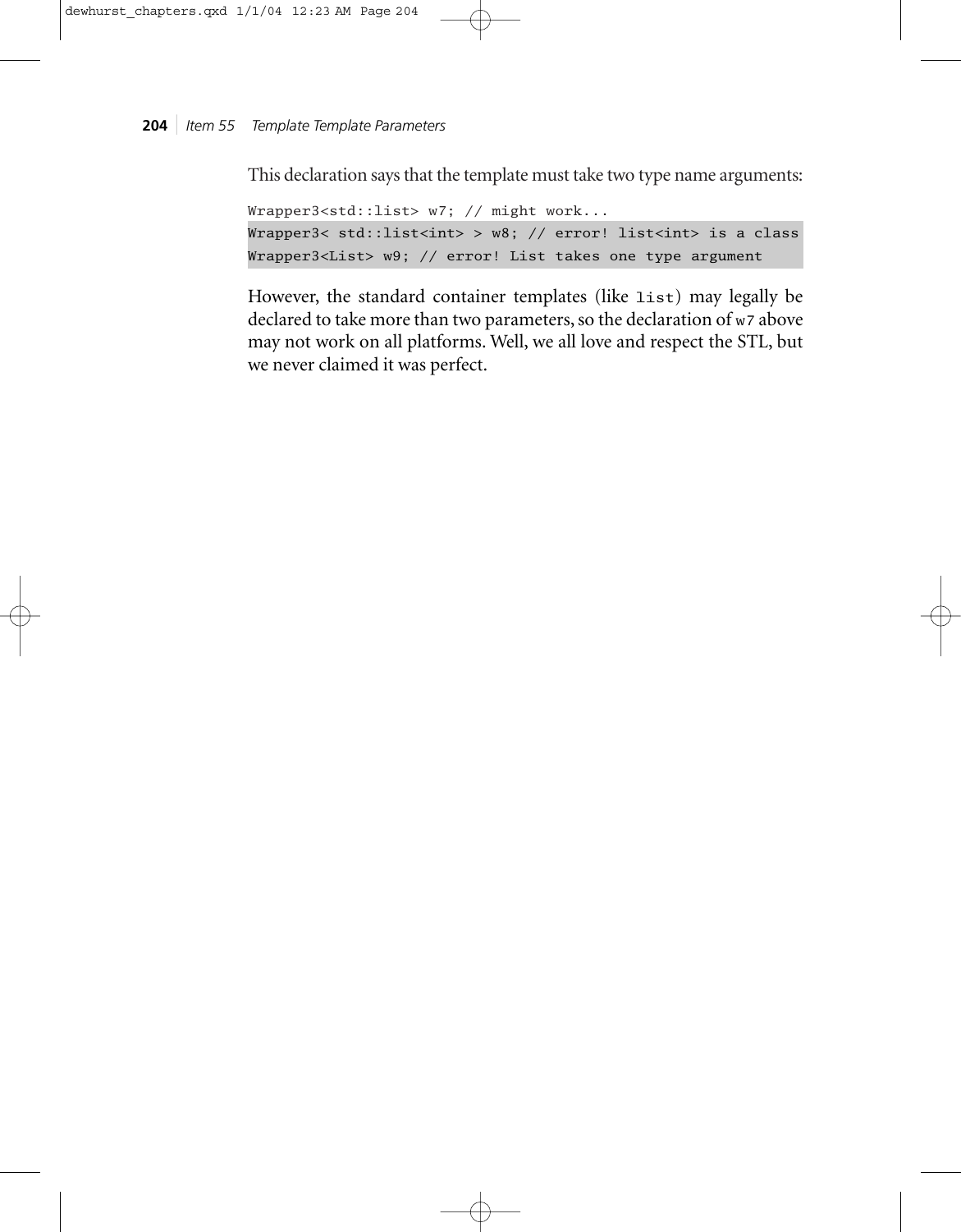This declaration says that the template must take two type name arguments:

```
Wrapper3<std::list> w7; // might work...
Wrapper3< std::list<int> > w8; // error! list<int> is a class
Wrapper3<List> w9; // error! List takes one type argument
```

However, the standard container templates (like `list`) may legally be declared to take more than two parameters, so the declaration of `w7` above may not work on all platforms. Well, we all love and respect the STL, but we never claimed it was perfect.